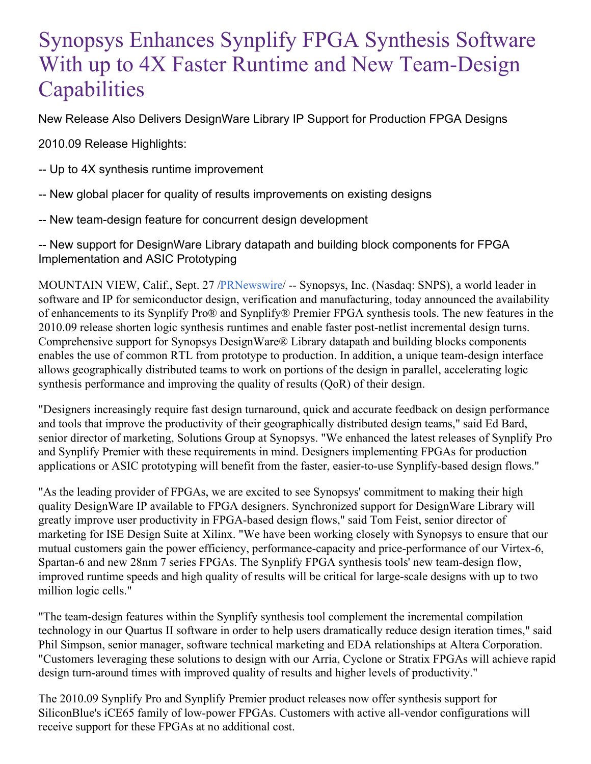# Synopsys Enhances Synplify FPGA Synthesis Software With up to 4X Faster Runtime and New Team-Design Capabilities

New Release Also Delivers DesignWare Library IP Support for Production FPGA Designs

2010.09 Release Highlights:

-- Up to 4X synthesis runtime improvement

-- New global placer for quality of results improvements on existing designs

-- New team-design feature for concurrent design development

-- New support for DesignWare Library datapath and building block components for FPGA Implementation and ASIC Prototyping

MOUNTAIN VIEW, Calif., Sept. 27 /PRNewswire/ -- Synopsys, Inc. (Nasdaq: SNPS), a world leader in software and IP for semiconductor design, verification and manufacturing, today announced the availability of enhancements to its Synplify Pro® and Synplify® Premier FPGA synthesis tools. The new features in the 2010.09 release shorten logic synthesis runtimes and enable faster post-netlist incremental design turns. Comprehensive support for Synopsys DesignWare® Library datapath and building blocks components enables the use of common RTL from prototype to production. In addition, a unique team-design interface allows geographically distributed teams to work on portions of the design in parallel, accelerating logic synthesis performance and improving the quality of results (QoR) of their design.

"Designers increasingly require fast design turnaround, quick and accurate feedback on design performance and tools that improve the productivity of their geographically distributed design teams," said Ed Bard, senior director of marketing, Solutions Group at Synopsys. "We enhanced the latest releases of Synplify Pro and Synplify Premier with these requirements in mind. Designers implementing FPGAs for production applications or ASIC prototyping will benefit from the faster, easier-to-use Synplify-based design flows."

"As the leading provider of FPGAs, we are excited to see Synopsys' commitment to making their high quality DesignWare IP available to FPGA designers. Synchronized support for DesignWare Library will greatly improve user productivity in FPGA-based design flows," said Tom Feist, senior director of marketing for ISE Design Suite at Xilinx. "We have been working closely with Synopsys to ensure that our mutual customers gain the power efficiency, performance-capacity and price-performance of our Virtex-6, Spartan-6 and new 28nm 7 series FPGAs. The Synplify FPGA synthesis tools' new team-design flow, improved runtime speeds and high quality of results will be critical for large-scale designs with up to two million logic cells."

"The team-design features within the Synplify synthesis tool complement the incremental compilation technology in our Quartus II software in order to help users dramatically reduce design iteration times," said Phil Simpson, senior manager, software technical marketing and EDA relationships at Altera Corporation. "Customers leveraging these solutions to design with our Arria, Cyclone or Stratix FPGAs will achieve rapid design turn-around times with improved quality of results and higher levels of productivity."

The 2010.09 Synplify Pro and Synplify Premier product releases now offer synthesis support for SiliconBlue's iCE65 family of low-power FPGAs. Customers with active all-vendor configurations will receive support for these FPGAs at no additional cost.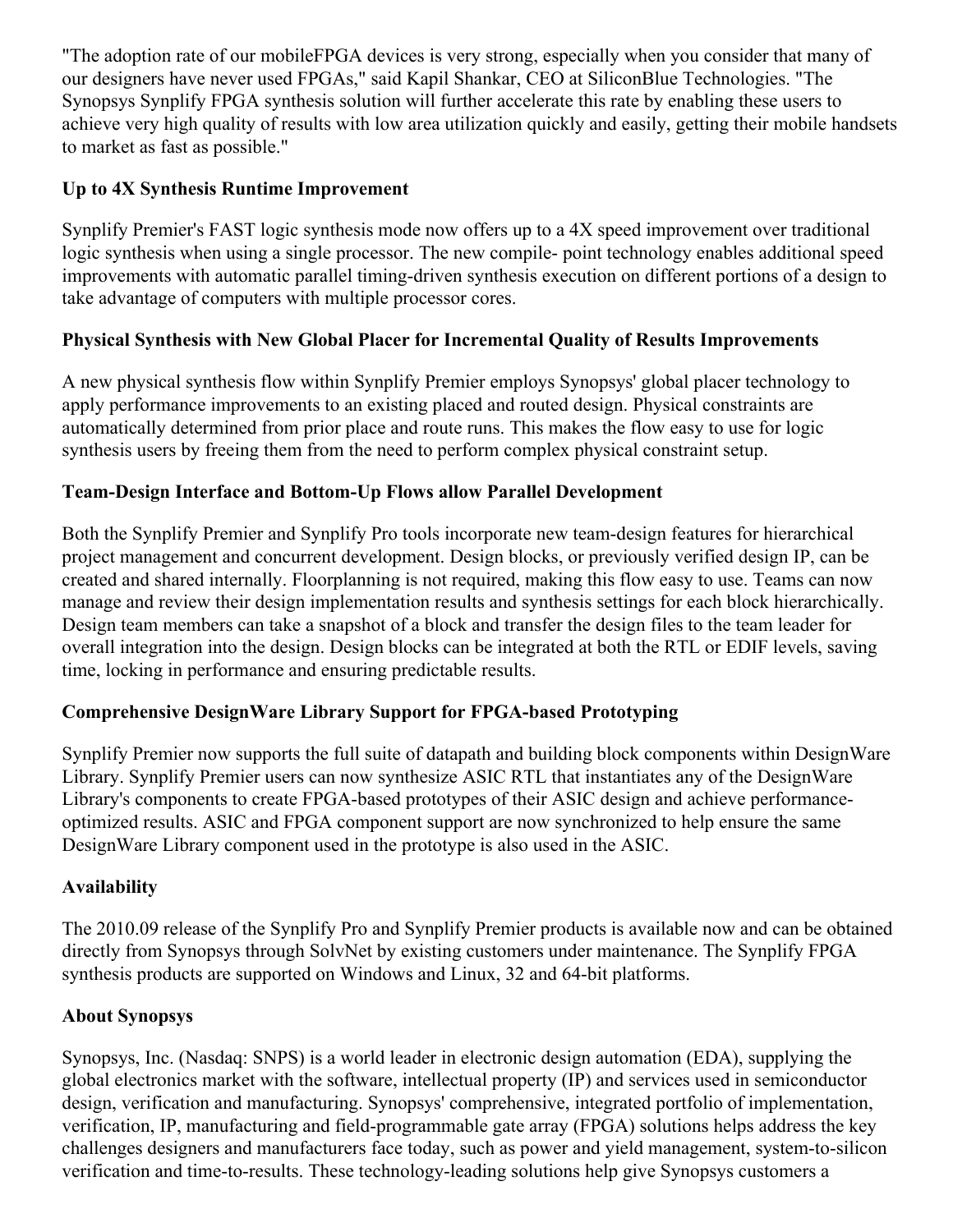"The adoption rate of our mobileFPGA devices is very strong, especially when you consider that many of our designers have never used FPGAs," said Kapil Shankar, CEO at SiliconBlue Technologies. "The Synopsys Synplify FPGA synthesis solution will further accelerate this rate by enabling these users to achieve very high quality of results with low area utilization quickly and easily, getting their mobile handsets to market as fast as possible."

**Up to 4X Synthesis Runtime Improvement**

Synplify Premier's FAST logic synthesis mode now offers up to a 4X speed improvement over traditional logic synthesis when using a single processor. The new compile- point technology enables additional speed improvements with automatic parallel timing-driven synthesis execution on different portions of a design to take advantage of computers with multiple processor cores.

**Physical Synthesis with New Global Placer for Incremental Quality of Results Improvements**

A new physical synthesis flow within Synplify Premier employs Synopsys' global placer technology to apply performance improvements to an existing placed and routed design. Physical constraints are automatically determined from prior place and route runs. This makes the flow easy to use for logic synthesis users by freeing them from the need to perform complex physical constraint setup.

**Team-Design Interface and Bottom-Up Flows allow Parallel Development**

Both the Synplify Premier and Synplify Pro tools incorporate new team-design features for hierarchical project management and concurrent development. Design blocks, or previously verified design IP, can be created and shared internally. Floorplanning is not required, making this flow easy to use. Teams can now manage and review their design implementation results and synthesis settings for each block hierarchically. Design team members can take a snapshot of a block and transfer the design files to the team leader for overall integration into the design. Design blocks can be integrated at both the RTL or EDIF levels, saving time, locking in performance and ensuring predictable results.

**Comprehensive DesignWare Library Support for FPGA-based Prototyping**

Synplify Premier now supports the full suite of datapath and building block components within DesignWare Library. Synplify Premier users can now synthesize ASIC RTL that instantiates any of the DesignWare Library's components to create FPGA-based prototypes of their ASIC design and achieve performance-optimized results. ASIC and FPGA component support are now synchronized to help ensure the same DesignWare Library component used in the prototype is also used in the ASIC.

**Availability**

The 2010.09 release of the Synplify Pro and Synplify Premier products is available now and can be obtained directly from Synopsys through SolvNet by existing customers under maintenance. The Synplify FPGA synthesis products are supported on Windows and Linux, 32 and 64-bit platforms.

**About Synopsys**

Synopsys, Inc. (Nasdaq: SNPS) is a world leader in electronic design automation (EDA), supplying the global electronics market with the software, intellectual property (IP) and services used in semiconductor design, verification and manufacturing. Synopsys' comprehensive, integrated portfolio of implementation, verification, IP, manufacturing and field-programmable gate array (FPGA) solutions helps address the key challenges designers and manufacturers face today, such as power and yield management, system-to-silicon verification and time-to-results. These technology-leading solutions help give Synopsys customers a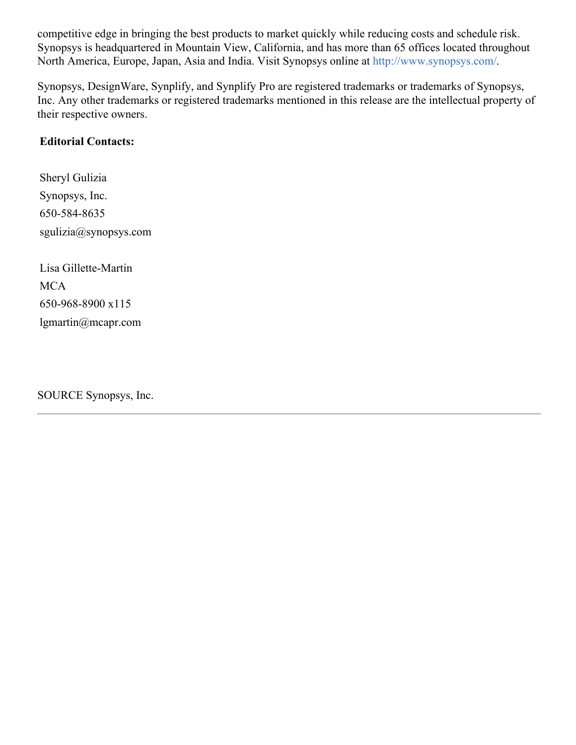competitive edge in bringing the best products to market quickly while reducing costs and schedule risk. Synopsys is headquartered in Mountain View, California, and has more than 65 offices located throughout North America, Europe, Japan, Asia and India. Visit Synopsys online at http://www.synopsys.com/.

Synopsys, DesignWare, Synplify, and Synplify Pro are registered trademarks or trademarks of Synopsys, Inc. Any other trademarks or registered trademarks mentioned in this release are the intellectual property of their respective owners.

**Editorial Contacts:**

Sheryl Gulizia
Synopsys, Inc.
650-584-8635
sgulizia@synopsys.com

Lisa Gillette-Martin
MCA
650-968-8900 x115
lgmartin@mcapr.com

SOURCE Synopsys, Inc.